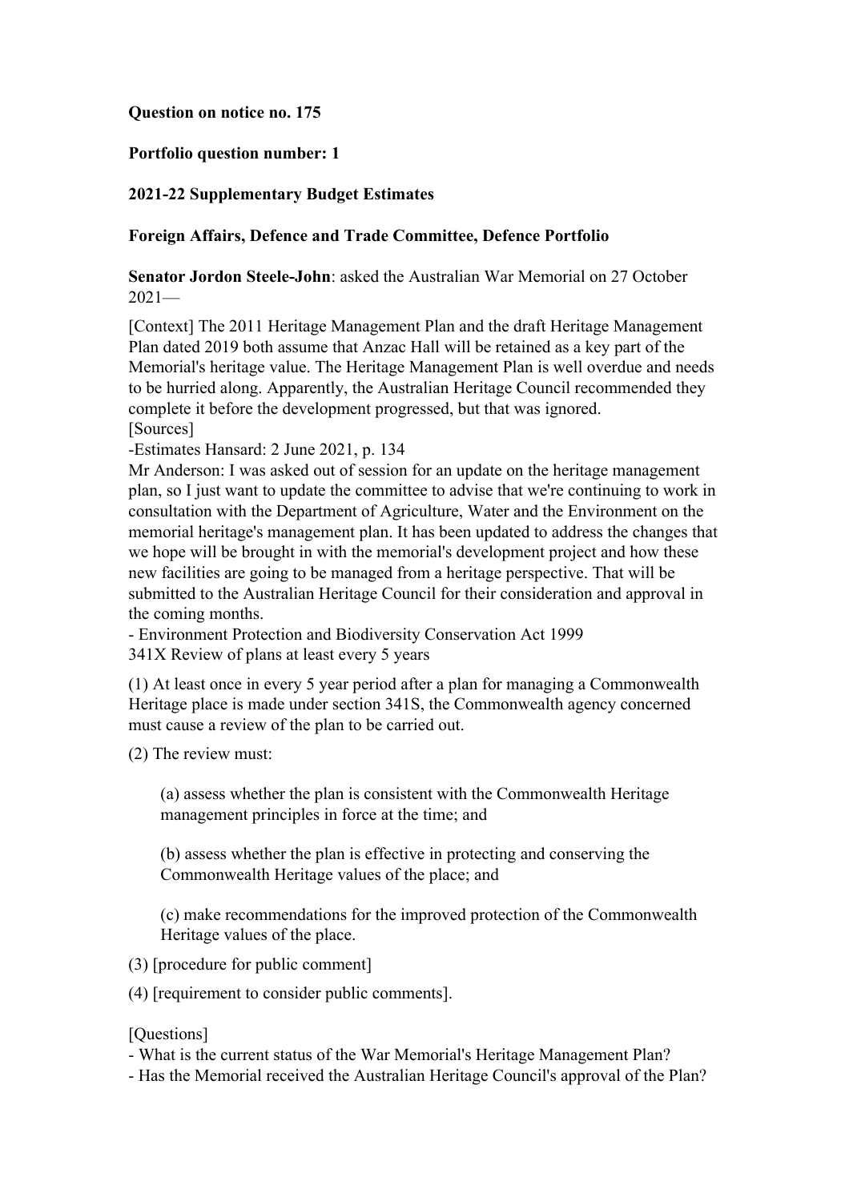**Question on notice no. 175**

**Portfolio question number: 1**

**2021-22 Supplementary Budget Estimates**

**Foreign Affairs, Defence and Trade Committee, Defence Portfolio**

**Senator Jordon Steele-John**: asked the Australian War Memorial on 27 October 2021—

[Context] The 2011 Heritage Management Plan and the draft Heritage Management Plan dated 2019 both assume that Anzac Hall will be retained as a key part of the Memorial's heritage value. The Heritage Management Plan is well overdue and needs to be hurried along. Apparently, the Australian Heritage Council recommended they complete it before the development progressed, but that was ignored.
[Sources]
-Estimates Hansard: 2 June 2021, p. 134
Mr Anderson: I was asked out of session for an update on the heritage management plan, so I just want to update the committee to advise that we're continuing to work in consultation with the Department of Agriculture, Water and the Environment on the memorial heritage's management plan. It has been updated to address the changes that we hope will be brought in with the memorial's development project and how these new facilities are going to be managed from a heritage perspective. That will be submitted to the Australian Heritage Council for their consideration and approval in the coming months.
- Environment Protection and Biodiversity Conservation Act 1999
341X Review of plans at least every 5 years

(1) At least once in every 5 year period after a plan for managing a Commonwealth Heritage place is made under section 341S, the Commonwealth agency concerned must cause a review of the plan to be carried out.

(2) The review must:

> (a) assess whether the plan is consistent with the Commonwealth Heritage management principles in force at the time; and
>
> (b) assess whether the plan is effective in protecting and conserving the Commonwealth Heritage values of the place; and
>
> (c) make recommendations for the improved protection of the Commonwealth Heritage values of the place.

(3) [procedure for public comment]

(4) [requirement to consider public comments].

[Questions]
- What is the current status of the War Memorial's Heritage Management Plan?
- Has the Memorial received the Australian Heritage Council's approval of the Plan?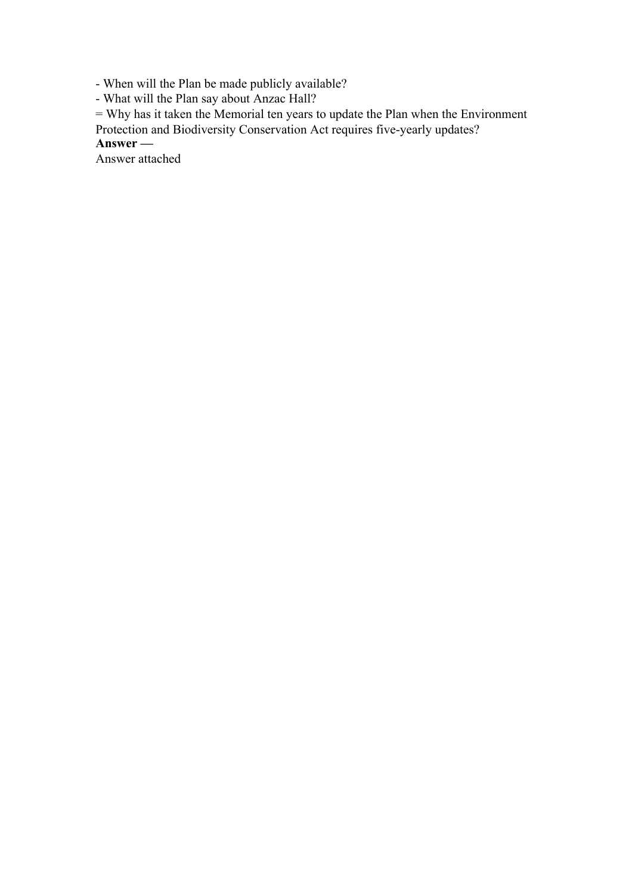- When will the Plan be made publicly available?
- What will the Plan say about Anzac Hall?

= Why has it taken the Memorial ten years to update the Plan when the Environment Protection and Biodiversity Conservation Act requires five-yearly updates?

**Answer —**

Answer attached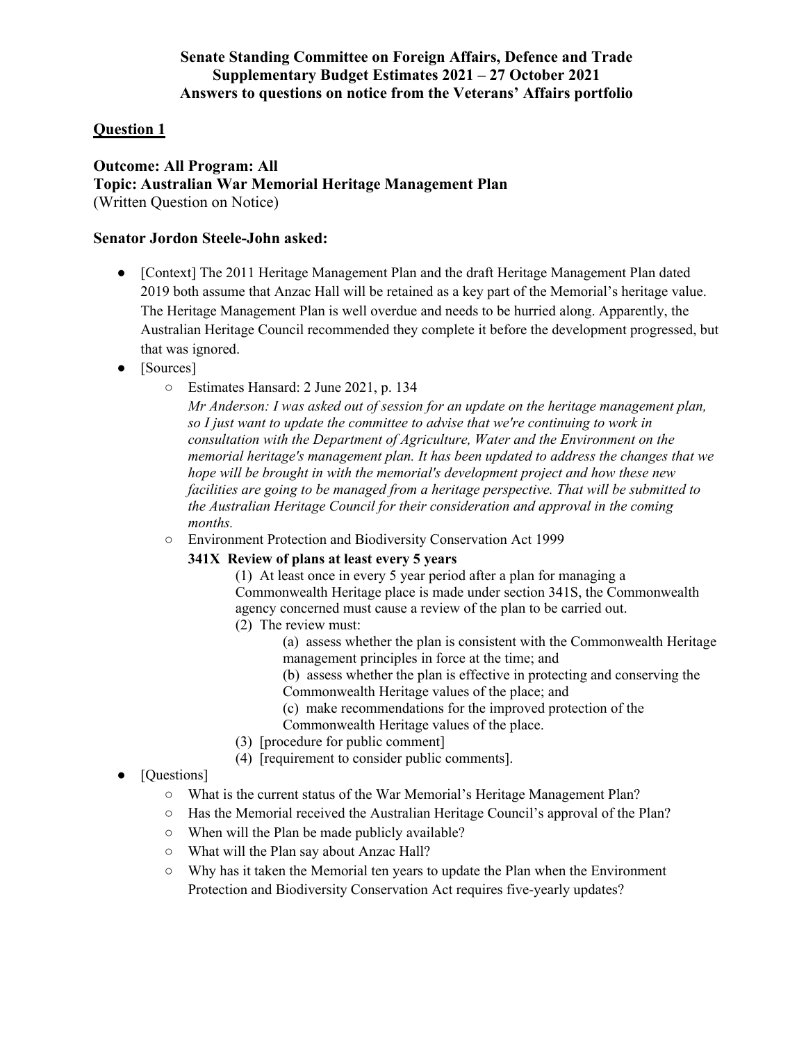**Senate Standing Committee on Foreign Affairs, Defence and Trade**
**Supplementary Budget Estimates 2021 – 27 October 2021**
**Answers to questions on notice from the Veterans' Affairs portfolio**

## Question 1

**Outcome: All Program: All**
**Topic: Australian War Memorial Heritage Management Plan**
(Written Question on Notice)

### Senator Jordon Steele-John asked:

- [Context] The 2011 Heritage Management Plan and the draft Heritage Management Plan dated 2019 both assume that Anzac Hall will be retained as a key part of the Memorial's heritage value. The Heritage Management Plan is well overdue and needs to be hurried along. Apparently, the Australian Heritage Council recommended they complete it before the development progressed, but that was ignored.
- [Sources]
  - Estimates Hansard: 2 June 2021, p. 134
    *Mr Anderson: I was asked out of session for an update on the heritage management plan, so I just want to update the committee to advise that we're continuing to work in consultation with the Department of Agriculture, Water and the Environment on the memorial heritage's management plan. It has been updated to address the changes that we hope will be brought in with the memorial's development project and how these new facilities are going to be managed from a heritage perspective. That will be submitted to the Australian Heritage Council for their consideration and approval in the coming months.*
  - Environment Protection and Biodiversity Conservation Act 1999

    **341X Review of plans at least every 5 years**

    (1) At least once in every 5 year period after a plan for managing a Commonwealth Heritage place is made under section 341S, the Commonwealth agency concerned must cause a review of the plan to be carried out.

    (2) The review must:

    (a) assess whether the plan is consistent with the Commonwealth Heritage management principles in force at the time; and

    (b) assess whether the plan is effective in protecting and conserving the Commonwealth Heritage values of the place; and

    (c) make recommendations for the improved protection of the Commonwealth Heritage values of the place.

    (3) [procedure for public comment]

    (4) [requirement to consider public comments].
- [Questions]
  - What is the current status of the War Memorial's Heritage Management Plan?
  - Has the Memorial received the Australian Heritage Council's approval of the Plan?
  - When will the Plan be made publicly available?
  - What will the Plan say about Anzac Hall?
  - Why has it taken the Memorial ten years to update the Plan when the Environment Protection and Biodiversity Conservation Act requires five-yearly updates?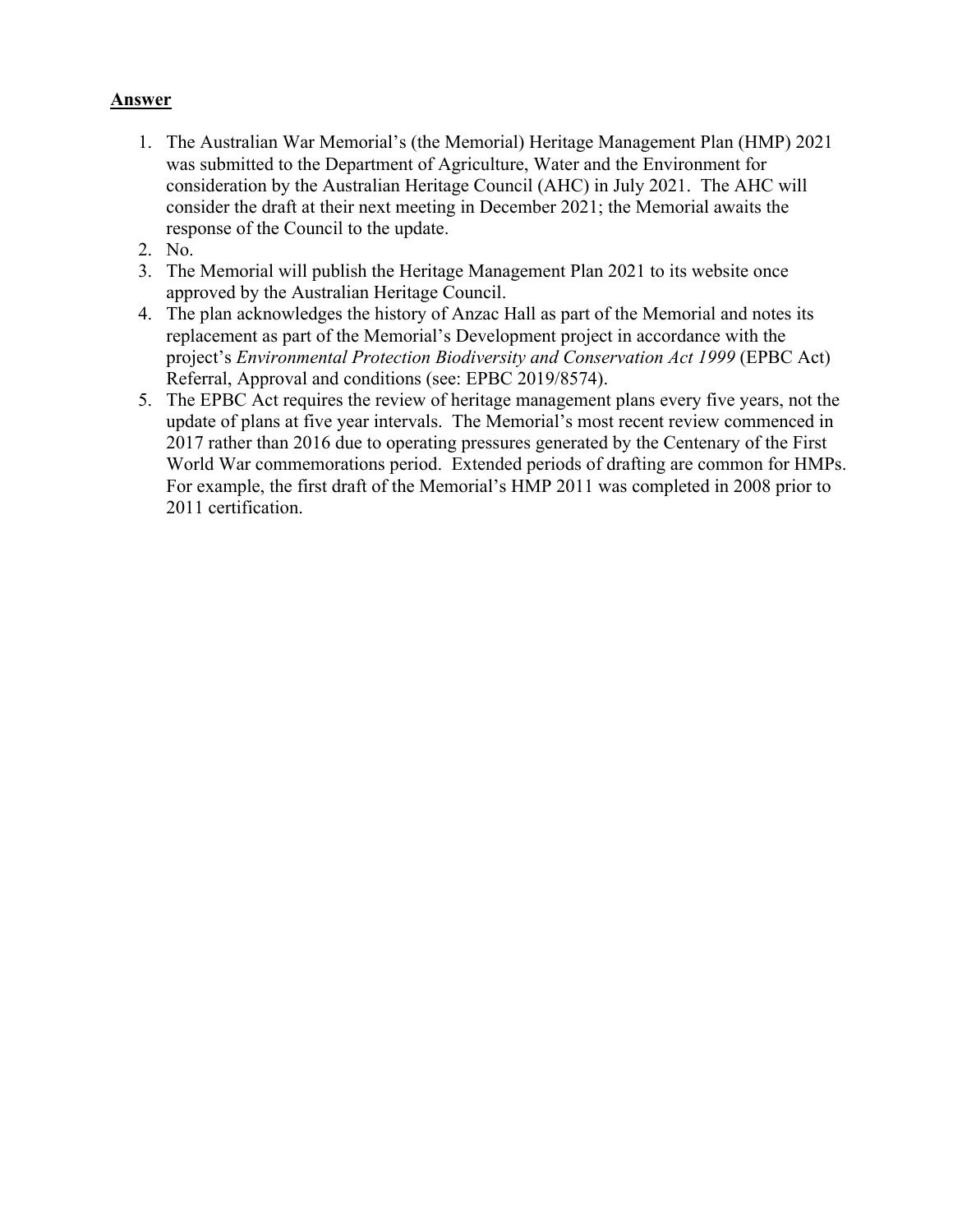**Answer**

1. The Australian War Memorial's (the Memorial) Heritage Management Plan (HMP) 2021 was submitted to the Department of Agriculture, Water and the Environment for consideration by the Australian Heritage Council (AHC) in July 2021. The AHC will consider the draft at their next meeting in December 2021; the Memorial awaits the response of the Council to the update.
2. No.
3. The Memorial will publish the Heritage Management Plan 2021 to its website once approved by the Australian Heritage Council.
4. The plan acknowledges the history of Anzac Hall as part of the Memorial and notes its replacement as part of the Memorial's Development project in accordance with the project's *Environmental Protection Biodiversity and Conservation Act 1999* (EPBC Act) Referral, Approval and conditions (see: EPBC 2019/8574).
5. The EPBC Act requires the review of heritage management plans every five years, not the update of plans at five year intervals. The Memorial's most recent review commenced in 2017 rather than 2016 due to operating pressures generated by the Centenary of the First World War commemorations period. Extended periods of drafting are common for HMPs. For example, the first draft of the Memorial's HMP 2011 was completed in 2008 prior to 2011 certification.